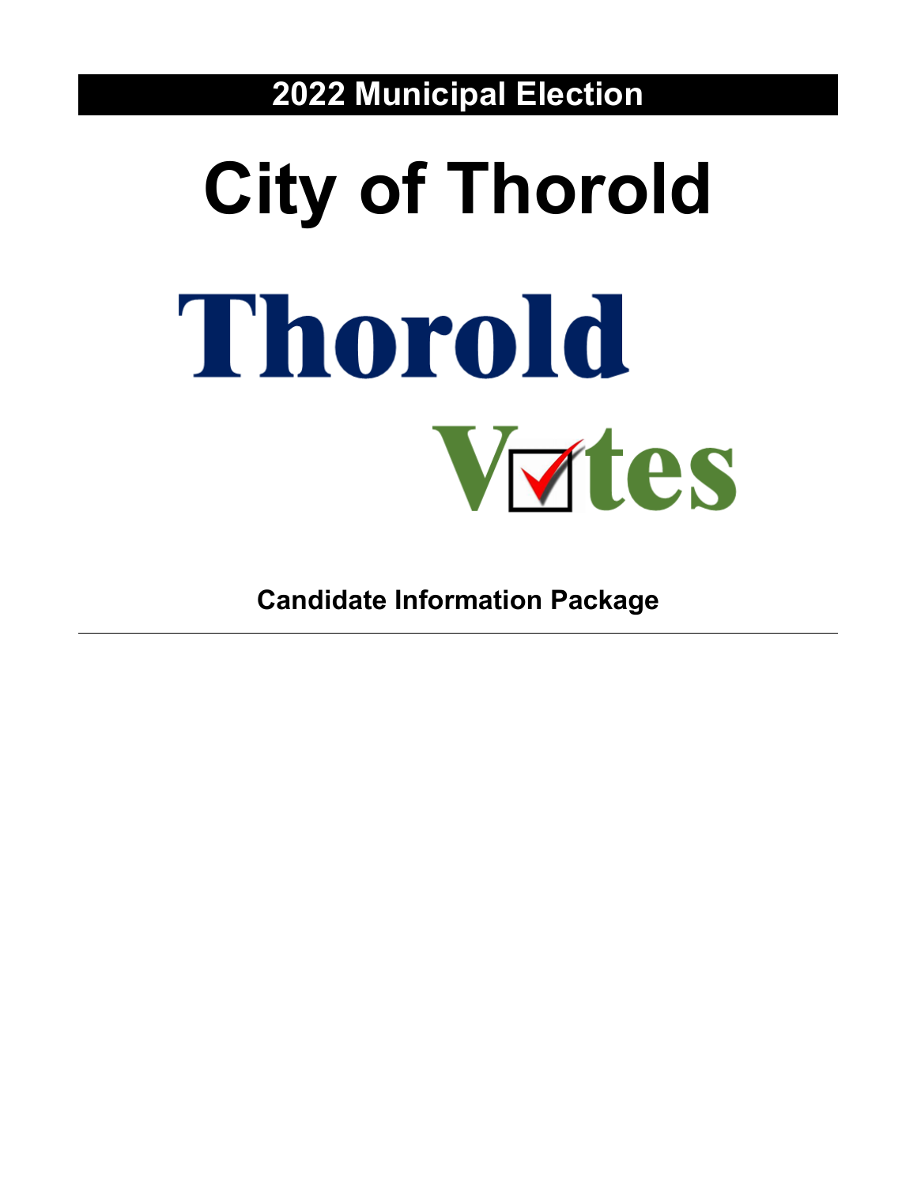# 2022 Municipal Election

# City of Thorold

Thorold

Votes

## Candidate Information Package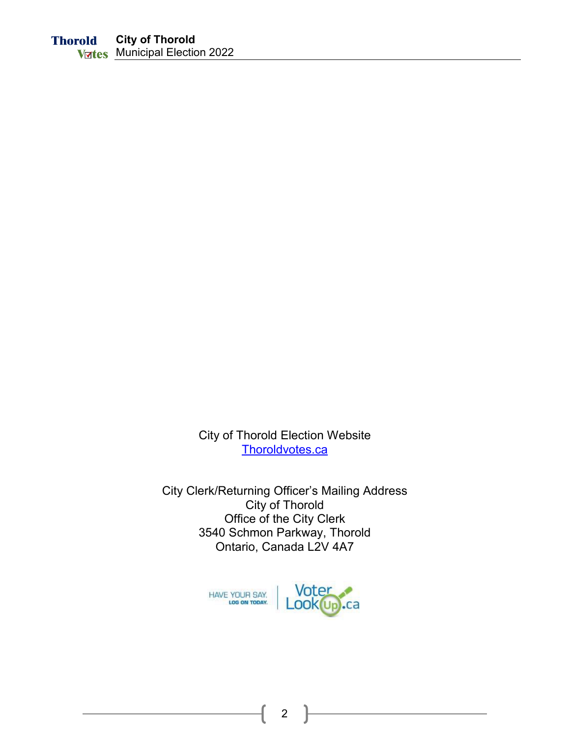City of Thorold Election Website
[Thoroldvotes.ca](Thoroldvotes.ca)

City Clerk/Returning Officer's Mailing Address
City of Thorold
Office of the City Clerk
3540 Schmon Parkway, Thorold
Ontario, Canada L2V 4A7

HAVE YOUR SAY. LOG ON TODAY. | VoterLookUp.ca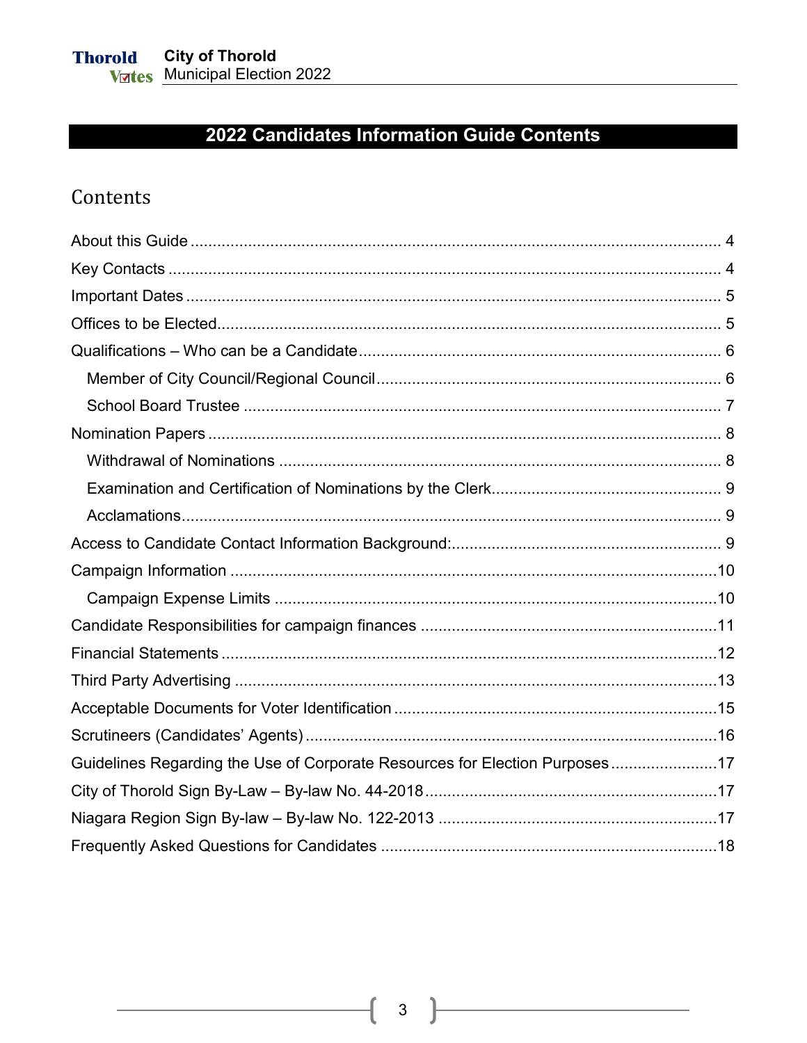# 2022 Candidates Information Guide Contents

## Contents

- About this Guide ........ 4
- Key Contacts ........ 4
- Important Dates ........ 5
- Offices to be Elected........ 5
- Qualifications – Who can be a Candidate........ 6
  - Member of City Council/Regional Council........ 6
  - School Board Trustee ........ 7
- Nomination Papers ........ 8
  - Withdrawal of Nominations ........ 8
  - Examination and Certification of Nominations by the Clerk........ 9
  - Acclamations........ 9
- Access to Candidate Contact Information Background:........ 9
- Campaign Information ........ 10
  - Campaign Expense Limits ........ 10
- Candidate Responsibilities for campaign finances ........ 11
- Financial Statements ........ 12
- Third Party Advertising ........ 13
- Acceptable Documents for Voter Identification ........ 15
- Scrutineers (Candidates' Agents) ........ 16
- Guidelines Regarding the Use of Corporate Resources for Election Purposes ........ 17
- City of Thorold Sign By-Law – By-law No. 44-2018........ 17
- Niagara Region Sign By-law – By-law No. 122-2013 ........ 17
- Frequently Asked Questions for Candidates ........ 18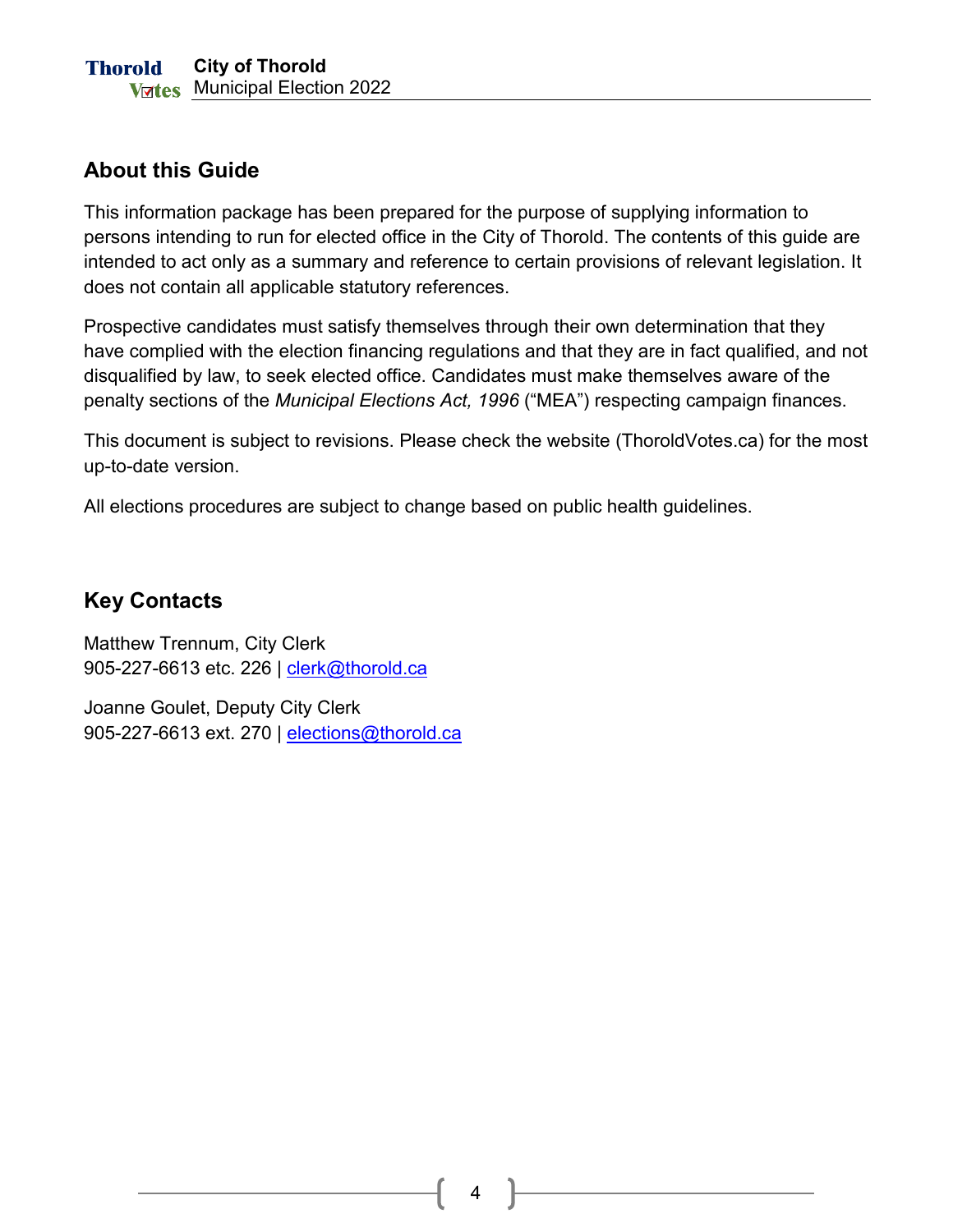## About this Guide

This information package has been prepared for the purpose of supplying information to persons intending to run for elected office in the City of Thorold. The contents of this guide are intended to act only as a summary and reference to certain provisions of relevant legislation. It does not contain all applicable statutory references.

Prospective candidates must satisfy themselves through their own determination that they have complied with the election financing regulations and that they are in fact qualified, and not disqualified by law, to seek elected office. Candidates must make themselves aware of the penalty sections of the *Municipal Elections Act, 1996* ("MEA") respecting campaign finances.

This document is subject to revisions. Please check the website (ThoroldVotes.ca) for the most up-to-date version.

All elections procedures are subject to change based on public health guidelines.

## Key Contacts

Matthew Trennum, City Clerk
905-227-6613 etc. 226 | clerk@thorold.ca

Joanne Goulet, Deputy City Clerk
905-227-6613 ext. 270 | elections@thorold.ca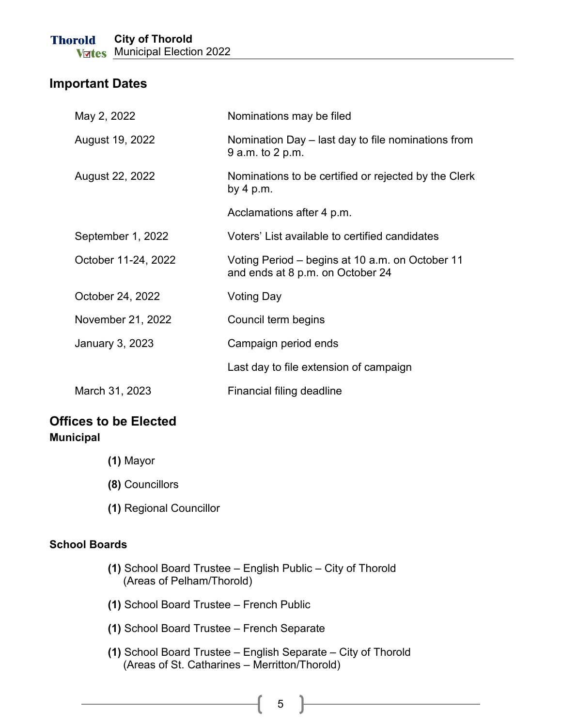## Important Dates

| | |
|---|---|
| May 2, 2022 | Nominations may be filed |
| August 19, 2022 | Nomination Day – last day to file nominations from 9 a.m. to 2 p.m. |
| August 22, 2022 | Nominations to be certified or rejected by the Clerk by 4 p.m. |
| | Acclamations after 4 p.m. |
| September 1, 2022 | Voters' List available to certified candidates |
| October 11-24, 2022 | Voting Period – begins at 10 a.m. on October 11 and ends at 8 p.m. on October 24 |
| October 24, 2022 | Voting Day |
| November 21, 2022 | Council term begins |
| January 3, 2023 | Campaign period ends |
| | Last day to file extension of campaign |
| March 31, 2023 | Financial filing deadline |

## Offices to be Elected

### Municipal

- **(1)** Mayor
- **(8)** Councillors
- **(1)** Regional Councillor

### School Boards

- **(1)** School Board Trustee – English Public – City of Thorold (Areas of Pelham/Thorold)
- **(1)** School Board Trustee – French Public
- **(1)** School Board Trustee – French Separate
- **(1)** School Board Trustee – English Separate – City of Thorold (Areas of St. Catharines – Merritton/Thorold)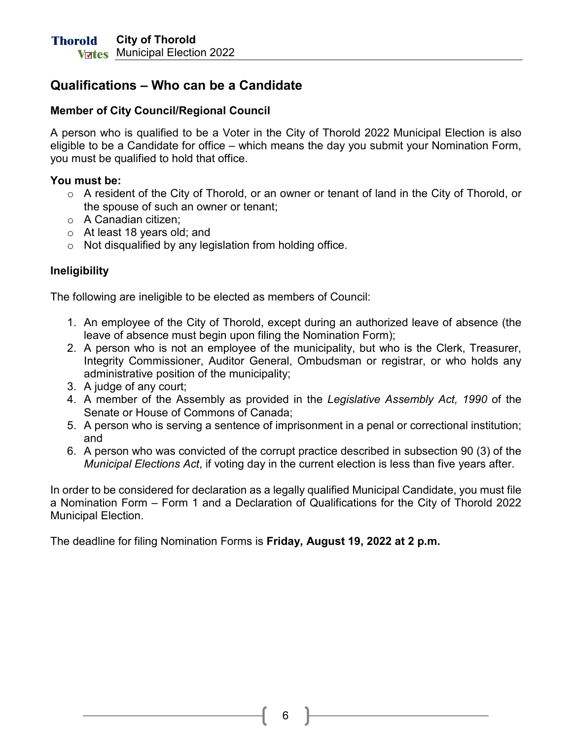## Qualifications – Who can be a Candidate

### Member of City Council/Regional Council

A person who is qualified to be a Voter in the City of Thorold 2022 Municipal Election is also eligible to be a Candidate for office – which means the day you submit your Nomination Form, you must be qualified to hold that office.

**You must be:**

- A resident of the City of Thorold, or an owner or tenant of land in the City of Thorold, or the spouse of such an owner or tenant;
- A Canadian citizen;
- At least 18 years old; and
- Not disqualified by any legislation from holding office.

### Ineligibility

The following are ineligible to be elected as members of Council:

1. An employee of the City of Thorold, except during an authorized leave of absence (the leave of absence must begin upon filing the Nomination Form);
2. A person who is not an employee of the municipality, but who is the Clerk, Treasurer, Integrity Commissioner, Auditor General, Ombudsman or registrar, or who holds any administrative position of the municipality;
3. A judge of any court;
4. A member of the Assembly as provided in the *Legislative Assembly Act, 1990* of the Senate or House of Commons of Canada;
5. A person who is serving a sentence of imprisonment in a penal or correctional institution; and
6. A person who was convicted of the corrupt practice described in subsection 90 (3) of the *Municipal Elections Act*, if voting day in the current election is less than five years after.

In order to be considered for declaration as a legally qualified Municipal Candidate, you must file a Nomination Form – Form 1 and a Declaration of Qualifications for the City of Thorold 2022 Municipal Election.

The deadline for filing Nomination Forms is **Friday, August 19, 2022 at 2 p.m.**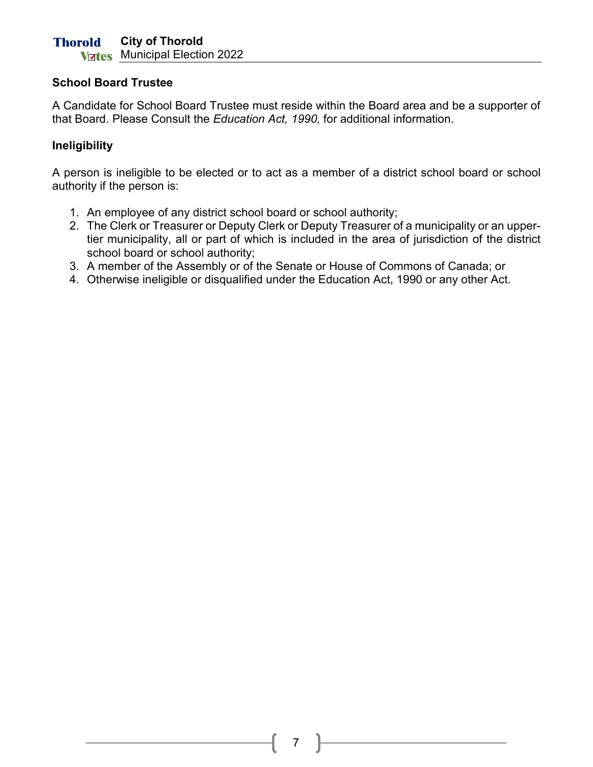### School Board Trustee

A Candidate for School Board Trustee must reside within the Board area and be a supporter of that Board. Please Consult the *Education Act, 1990,* for additional information.

### Ineligibility

A person is ineligible to be elected or to act as a member of a district school board or school authority if the person is:

1. An employee of any district school board or school authority;
2. The Clerk or Treasurer or Deputy Clerk or Deputy Treasurer of a municipality or an upper-tier municipality, all or part of which is included in the area of jurisdiction of the district school board or school authority;
3. A member of the Assembly or of the Senate or House of Commons of Canada; or
4. Otherwise ineligible or disqualified under the Education Act, 1990 or any other Act.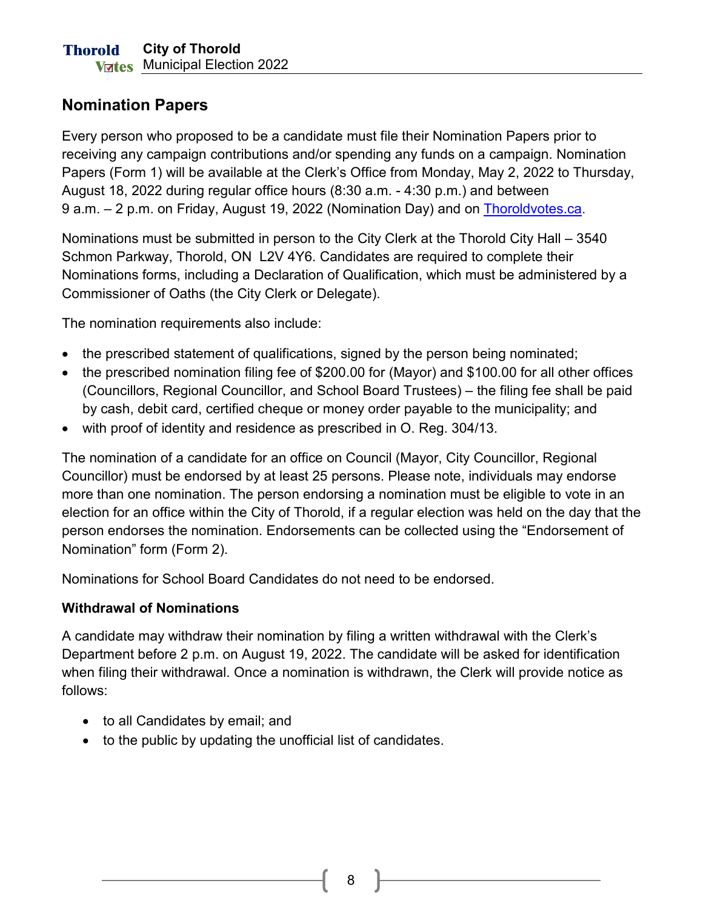## Nomination Papers

Every person who proposed to be a candidate must file their Nomination Papers prior to receiving any campaign contributions and/or spending any funds on a campaign. Nomination Papers (Form 1) will be available at the Clerk's Office from Monday, May 2, 2022 to Thursday, August 18, 2022 during regular office hours (8:30 a.m. - 4:30 p.m.) and between 9 a.m. – 2 p.m. on Friday, August 19, 2022 (Nomination Day) and on [Thoroldvotes.ca](Thoroldvotes.ca).

Nominations must be submitted in person to the City Clerk at the Thorold City Hall – 3540 Schmon Parkway, Thorold, ON L2V 4Y6. Candidates are required to complete their Nominations forms, including a Declaration of Qualification, which must be administered by a Commissioner of Oaths (the City Clerk or Delegate).

The nomination requirements also include:

- the prescribed statement of qualifications, signed by the person being nominated;
- the prescribed nomination filing fee of $200.00 for (Mayor) and $100.00 for all other offices (Councillors, Regional Councillor, and School Board Trustees) – the filing fee shall be paid by cash, debit card, certified cheque or money order payable to the municipality; and
- with proof of identity and residence as prescribed in O. Reg. 304/13.

The nomination of a candidate for an office on Council (Mayor, City Councillor, Regional Councillor) must be endorsed by at least 25 persons. Please note, individuals may endorse more than one nomination. The person endorsing a nomination must be eligible to vote in an election for an office within the City of Thorold, if a regular election was held on the day that the person endorses the nomination. Endorsements can be collected using the "Endorsement of Nomination" form (Form 2).

Nominations for School Board Candidates do not need to be endorsed.

### Withdrawal of Nominations

A candidate may withdraw their nomination by filing a written withdrawal with the Clerk's Department before 2 p.m. on August 19, 2022. The candidate will be asked for identification when filing their withdrawal. Once a nomination is withdrawn, the Clerk will provide notice as follows:

- to all Candidates by email; and
- to the public by updating the unofficial list of candidates.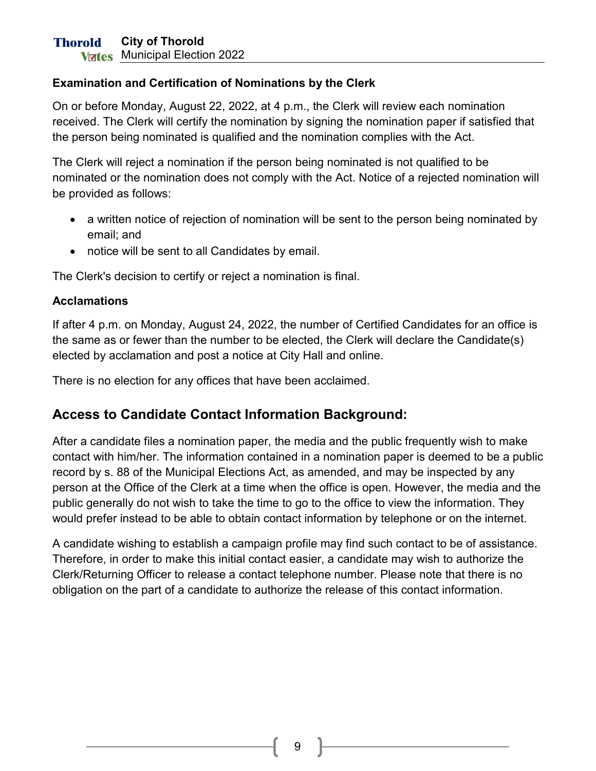### Examination and Certification of Nominations by the Clerk

On or before Monday, August 22, 2022, at 4 p.m., the Clerk will review each nomination received. The Clerk will certify the nomination by signing the nomination paper if satisfied that the person being nominated is qualified and the nomination complies with the Act.

The Clerk will reject a nomination if the person being nominated is not qualified to be nominated or the nomination does not comply with the Act. Notice of a rejected nomination will be provided as follows:

- a written notice of rejection of nomination will be sent to the person being nominated by email; and
- notice will be sent to all Candidates by email.

The Clerk's decision to certify or reject a nomination is final.

### Acclamations

If after 4 p.m. on Monday, August 24, 2022, the number of Certified Candidates for an office is the same as or fewer than the number to be elected, the Clerk will declare the Candidate(s) elected by acclamation and post a notice at City Hall and online.

There is no election for any offices that have been acclaimed.

## Access to Candidate Contact Information Background:

After a candidate files a nomination paper, the media and the public frequently wish to make contact with him/her. The information contained in a nomination paper is deemed to be a public record by s. 88 of the Municipal Elections Act, as amended, and may be inspected by any person at the Office of the Clerk at a time when the office is open. However, the media and the public generally do not wish to take the time to go to the office to view the information. They would prefer instead to be able to obtain contact information by telephone or on the internet.

A candidate wishing to establish a campaign profile may find such contact to be of assistance. Therefore, in order to make this initial contact easier, a candidate may wish to authorize the Clerk/Returning Officer to release a contact telephone number. Please note that there is no obligation on the part of a candidate to authorize the release of this contact information.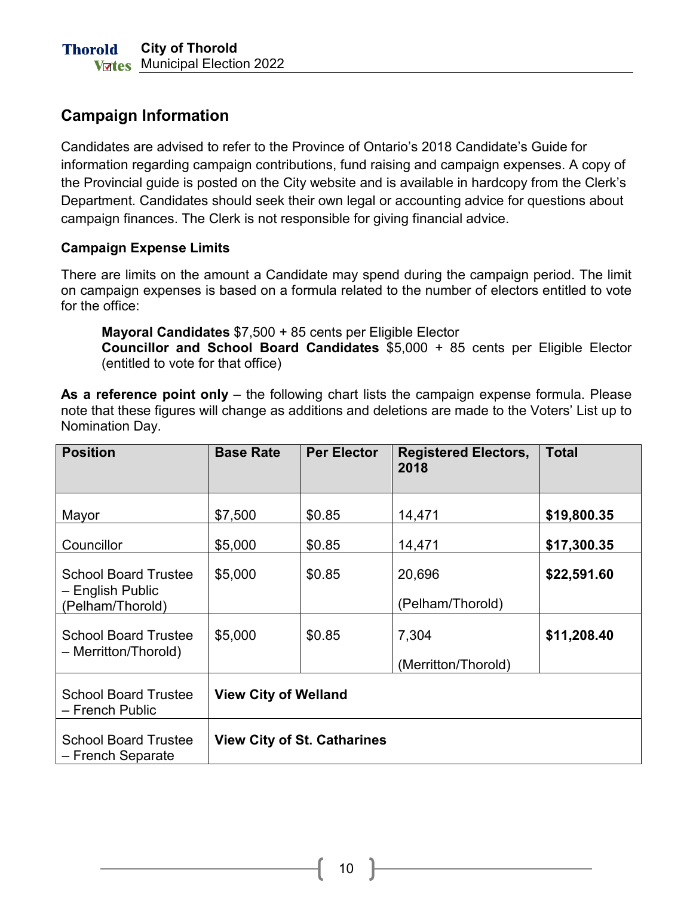## Campaign Information

Candidates are advised to refer to the Province of Ontario's 2018 Candidate's Guide for information regarding campaign contributions, fund raising and campaign expenses. A copy of the Provincial guide is posted on the City website and is available in hardcopy from the Clerk's Department. Candidates should seek their own legal or accounting advice for questions about campaign finances. The Clerk is not responsible for giving financial advice.

### Campaign Expense Limits

There are limits on the amount a Candidate may spend during the campaign period. The limit on campaign expenses is based on a formula related to the number of electors entitled to vote for the office:

> **Mayoral Candidates** $7,500 + 85 cents per Eligible Elector
> **Councillor and School Board Candidates** $5,000 + 85 cents per Eligible Elector (entitled to vote for that office)

**As a reference point only** – the following chart lists the campaign expense formula. Please note that these figures will change as additions and deletions are made to the Voters' List up to Nomination Day.

| Position | Base Rate | Per Elector | Registered Electors, 2018 | Total |
|---|---|---|---|---|
| Mayor | $7,500 | $0.85 | 14,471 | **$19,800.35** |
| Councillor | $5,000 | $0.85 | 14,471 | **$17,300.35** |
| School Board Trustee – English Public (Pelham/Thorold) | $5,000 | $0.85 | 20,696 (Pelham/Thorold) | **$22,591.60** |
| School Board Trustee – Merritton/Thorold) | $5,000 | $0.85 | 7,304 (Merritton/Thorold) | **$11,208.40** |
| School Board Trustee – French Public | **View City of Welland** | | | |
| School Board Trustee – French Separate | **View City of St. Catharines** | | | |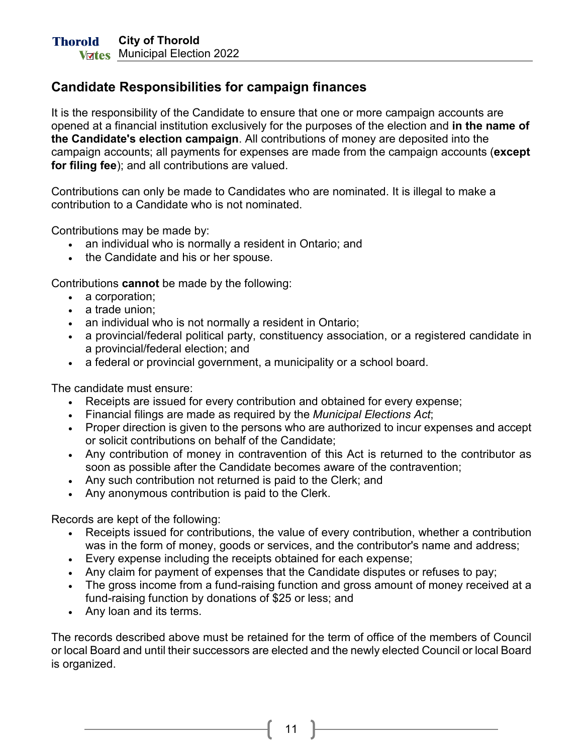## Candidate Responsibilities for campaign finances

It is the responsibility of the Candidate to ensure that one or more campaign accounts are opened at a financial institution exclusively for the purposes of the election and **in the name of the Candidate's election campaign**. All contributions of money are deposited into the campaign accounts; all payments for expenses are made from the campaign accounts (**except for filing fee**); and all contributions are valued.

Contributions can only be made to Candidates who are nominated. It is illegal to make a contribution to a Candidate who is not nominated.

Contributions may be made by:

- an individual who is normally a resident in Ontario; and
- the Candidate and his or her spouse.

Contributions **cannot** be made by the following:

- a corporation;
- a trade union;
- an individual who is not normally a resident in Ontario;
- a provincial/federal political party, constituency association, or a registered candidate in a provincial/federal election; and
- a federal or provincial government, a municipality or a school board.

The candidate must ensure:

- Receipts are issued for every contribution and obtained for every expense;
- Financial filings are made as required by the *Municipal Elections Act*;
- Proper direction is given to the persons who are authorized to incur expenses and accept or solicit contributions on behalf of the Candidate;
- Any contribution of money in contravention of this Act is returned to the contributor as soon as possible after the Candidate becomes aware of the contravention;
- Any such contribution not returned is paid to the Clerk; and
- Any anonymous contribution is paid to the Clerk.

Records are kept of the following:

- Receipts issued for contributions, the value of every contribution, whether a contribution was in the form of money, goods or services, and the contributor's name and address;
- Every expense including the receipts obtained for each expense;
- Any claim for payment of expenses that the Candidate disputes or refuses to pay;
- The gross income from a fund-raising function and gross amount of money received at a fund-raising function by donations of $25 or less; and
- Any loan and its terms.

The records described above must be retained for the term of office of the members of Council or local Board and until their successors are elected and the newly elected Council or local Board is organized.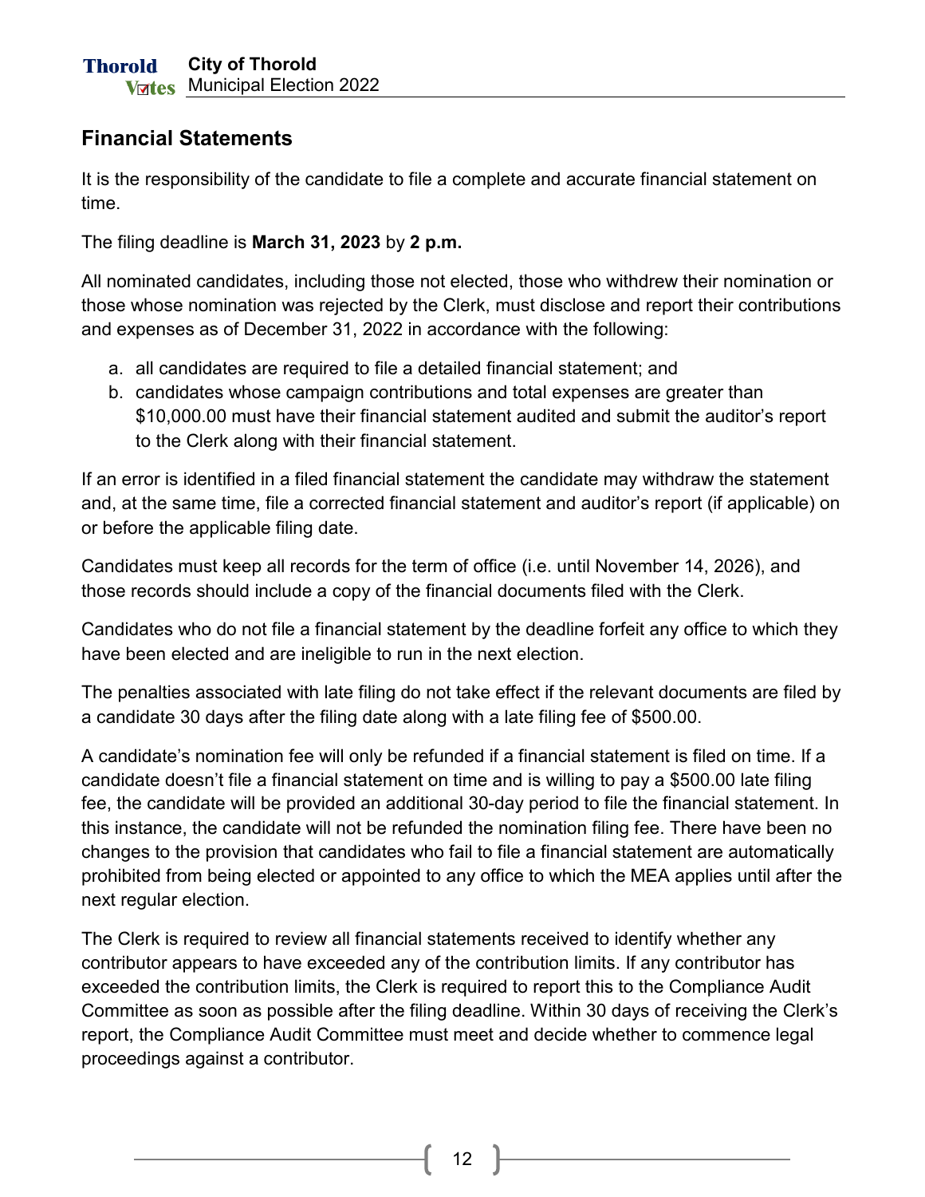## Financial Statements

It is the responsibility of the candidate to file a complete and accurate financial statement on time.

The filing deadline is **March 31, 2023** by **2 p.m.**

All nominated candidates, including those not elected, those who withdrew their nomination or those whose nomination was rejected by the Clerk, must disclose and report their contributions and expenses as of December 31, 2022 in accordance with the following:

a. all candidates are required to file a detailed financial statement; and
b. candidates whose campaign contributions and total expenses are greater than $10,000.00 must have their financial statement audited and submit the auditor's report to the Clerk along with their financial statement.

If an error is identified in a filed financial statement the candidate may withdraw the statement and, at the same time, file a corrected financial statement and auditor's report (if applicable) on or before the applicable filing date.

Candidates must keep all records for the term of office (i.e. until November 14, 2026), and those records should include a copy of the financial documents filed with the Clerk.

Candidates who do not file a financial statement by the deadline forfeit any office to which they have been elected and are ineligible to run in the next election.

The penalties associated with late filing do not take effect if the relevant documents are filed by a candidate 30 days after the filing date along with a late filing fee of $500.00.

A candidate's nomination fee will only be refunded if a financial statement is filed on time. If a candidate doesn't file a financial statement on time and is willing to pay a $500.00 late filing fee, the candidate will be provided an additional 30-day period to file the financial statement. In this instance, the candidate will not be refunded the nomination filing fee. There have been no changes to the provision that candidates who fail to file a financial statement are automatically prohibited from being elected or appointed to any office to which the MEA applies until after the next regular election.

The Clerk is required to review all financial statements received to identify whether any contributor appears to have exceeded any of the contribution limits. If any contributor has exceeded the contribution limits, the Clerk is required to report this to the Compliance Audit Committee as soon as possible after the filing deadline. Within 30 days of receiving the Clerk's report, the Compliance Audit Committee must meet and decide whether to commence legal proceedings against a contributor.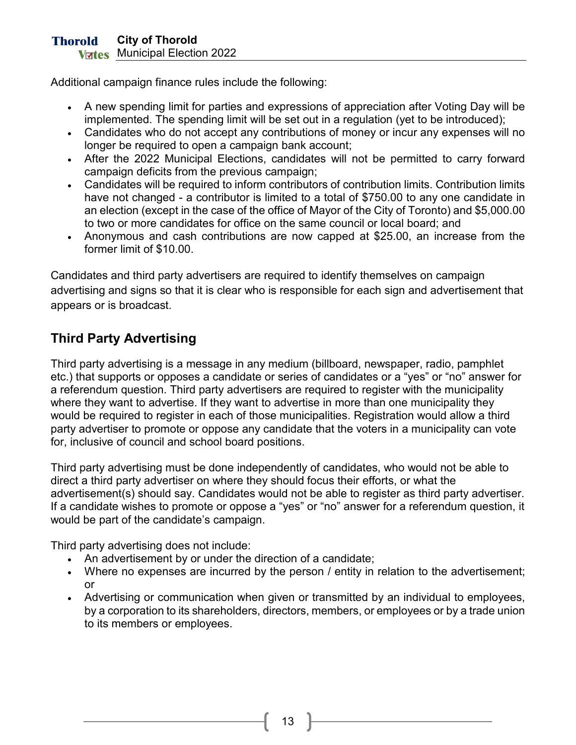Additional campaign finance rules include the following:

- A new spending limit for parties and expressions of appreciation after Voting Day will be implemented. The spending limit will be set out in a regulation (yet to be introduced);
- Candidates who do not accept any contributions of money or incur any expenses will no longer be required to open a campaign bank account;
- After the 2022 Municipal Elections, candidates will not be permitted to carry forward campaign deficits from the previous campaign;
- Candidates will be required to inform contributors of contribution limits. Contribution limits have not changed - a contributor is limited to a total of $750.00 to any one candidate in an election (except in the case of the office of Mayor of the City of Toronto) and $5,000.00 to two or more candidates for office on the same council or local board; and
- Anonymous and cash contributions are now capped at $25.00, an increase from the former limit of $10.00.

Candidates and third party advertisers are required to identify themselves on campaign advertising and signs so that it is clear who is responsible for each sign and advertisement that appears or is broadcast.

## Third Party Advertising

Third party advertising is a message in any medium (billboard, newspaper, radio, pamphlet etc.) that supports or opposes a candidate or series of candidates or a "yes" or "no" answer for a referendum question. Third party advertisers are required to register with the municipality where they want to advertise. If they want to advertise in more than one municipality they would be required to register in each of those municipalities. Registration would allow a third party advertiser to promote or oppose any candidate that the voters in a municipality can vote for, inclusive of council and school board positions.

Third party advertising must be done independently of candidates, who would not be able to direct a third party advertiser on where they should focus their efforts, or what the advertisement(s) should say. Candidates would not be able to register as third party advertiser. If a candidate wishes to promote or oppose a "yes" or "no" answer for a referendum question, it would be part of the candidate's campaign.

Third party advertising does not include:

- An advertisement by or under the direction of a candidate;
- Where no expenses are incurred by the person / entity in relation to the advertisement; or
- Advertising or communication when given or transmitted by an individual to employees, by a corporation to its shareholders, directors, members, or employees or by a trade union to its members or employees.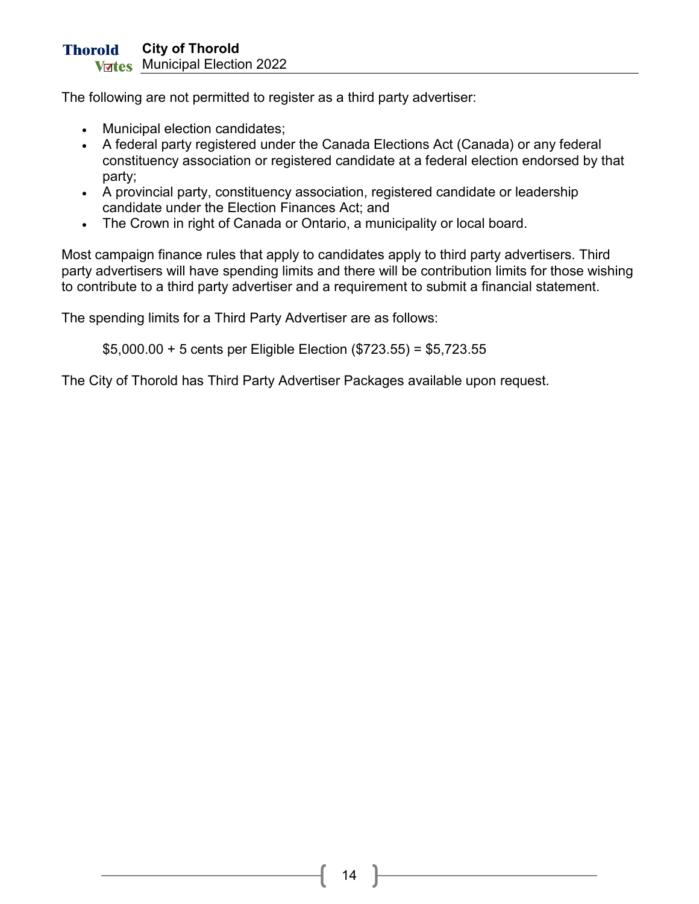The following are not permitted to register as a third party advertiser:

- Municipal election candidates;
- A federal party registered under the Canada Elections Act (Canada) or any federal constituency association or registered candidate at a federal election endorsed by that party;
- A provincial party, constituency association, registered candidate or leadership candidate under the Election Finances Act; and
- The Crown in right of Canada or Ontario, a municipality or local board.

Most campaign finance rules that apply to candidates apply to third party advertisers. Third party advertisers will have spending limits and there will be contribution limits for those wishing to contribute to a third party advertiser and a requirement to submit a financial statement.

The spending limits for a Third Party Advertiser are as follows:

$5,000.00 + 5 cents per Eligible Election ($723.55) = $5,723.55

The City of Thorold has Third Party Advertiser Packages available upon request.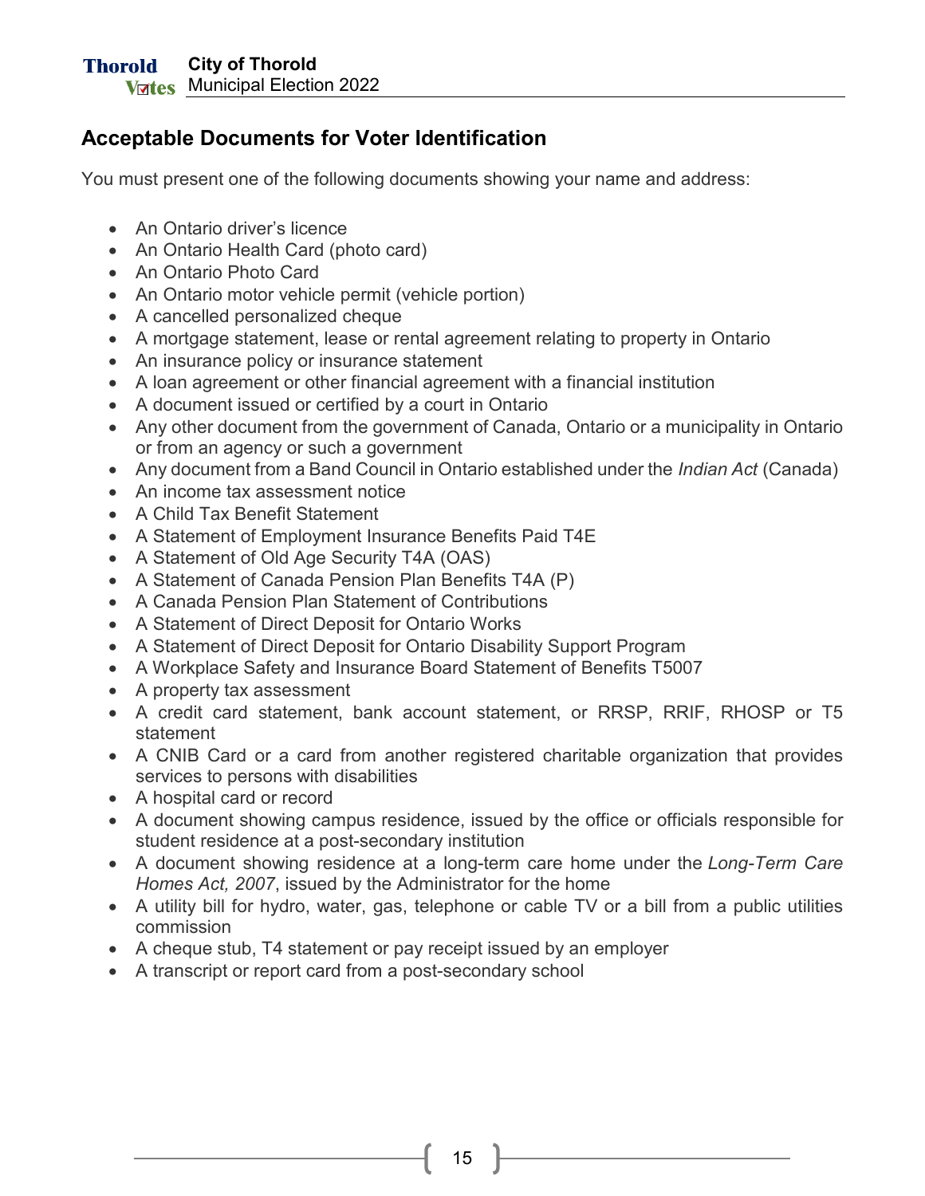## Acceptable Documents for Voter Identification

You must present one of the following documents showing your name and address:

- An Ontario driver's licence
- An Ontario Health Card (photo card)
- An Ontario Photo Card
- An Ontario motor vehicle permit (vehicle portion)
- A cancelled personalized cheque
- A mortgage statement, lease or rental agreement relating to property in Ontario
- An insurance policy or insurance statement
- A loan agreement or other financial agreement with a financial institution
- A document issued or certified by a court in Ontario
- Any other document from the government of Canada, Ontario or a municipality in Ontario or from an agency or such a government
- Any document from a Band Council in Ontario established under the *Indian Act* (Canada)
- An income tax assessment notice
- A Child Tax Benefit Statement
- A Statement of Employment Insurance Benefits Paid T4E
- A Statement of Old Age Security T4A (OAS)
- A Statement of Canada Pension Plan Benefits T4A (P)
- A Canada Pension Plan Statement of Contributions
- A Statement of Direct Deposit for Ontario Works
- A Statement of Direct Deposit for Ontario Disability Support Program
- A Workplace Safety and Insurance Board Statement of Benefits T5007
- A property tax assessment
- A credit card statement, bank account statement, or RRSP, RRIF, RHOSP or T5 statement
- A CNIB Card or a card from another registered charitable organization that provides services to persons with disabilities
- A hospital card or record
- A document showing campus residence, issued by the office or officials responsible for student residence at a post-secondary institution
- A document showing residence at a long-term care home under the *Long-Term Care Homes Act, 2007*, issued by the Administrator for the home
- A utility bill for hydro, water, gas, telephone or cable TV or a bill from a public utilities commission
- A cheque stub, T4 statement or pay receipt issued by an employer
- A transcript or report card from a post-secondary school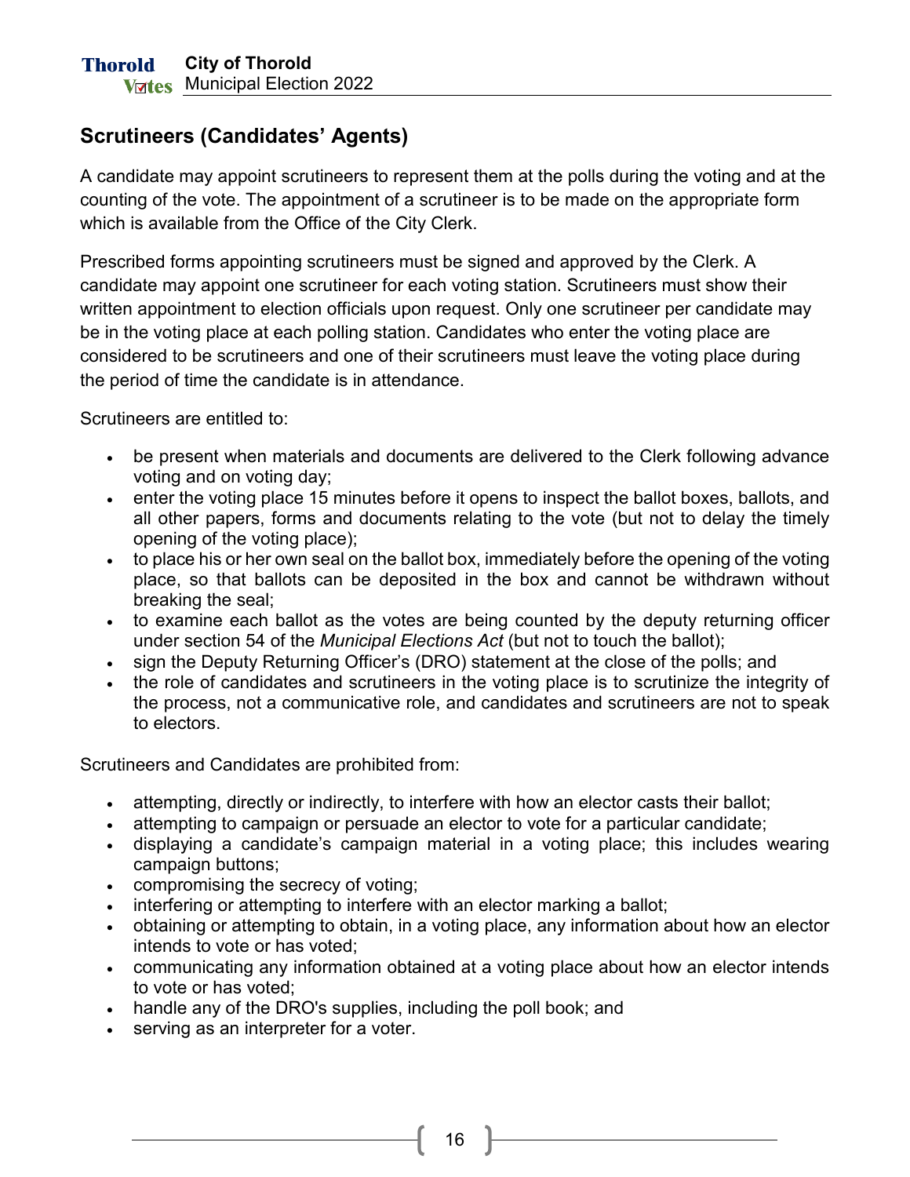## Scrutineers (Candidates' Agents)

A candidate may appoint scrutineers to represent them at the polls during the voting and at the counting of the vote. The appointment of a scrutineer is to be made on the appropriate form which is available from the Office of the City Clerk.

Prescribed forms appointing scrutineers must be signed and approved by the Clerk. A candidate may appoint one scrutineer for each voting station. Scrutineers must show their written appointment to election officials upon request. Only one scrutineer per candidate may be in the voting place at each polling station. Candidates who enter the voting place are considered to be scrutineers and one of their scrutineers must leave the voting place during the period of time the candidate is in attendance.

Scrutineers are entitled to:

- be present when materials and documents are delivered to the Clerk following advance voting and on voting day;
- enter the voting place 15 minutes before it opens to inspect the ballot boxes, ballots, and all other papers, forms and documents relating to the vote (but not to delay the timely opening of the voting place);
- to place his or her own seal on the ballot box, immediately before the opening of the voting place, so that ballots can be deposited in the box and cannot be withdrawn without breaking the seal;
- to examine each ballot as the votes are being counted by the deputy returning officer under section 54 of the *Municipal Elections Act* (but not to touch the ballot);
- sign the Deputy Returning Officer's (DRO) statement at the close of the polls; and
- the role of candidates and scrutineers in the voting place is to scrutinize the integrity of the process, not a communicative role, and candidates and scrutineers are not to speak to electors.

Scrutineers and Candidates are prohibited from:

- attempting, directly or indirectly, to interfere with how an elector casts their ballot;
- attempting to campaign or persuade an elector to vote for a particular candidate;
- displaying a candidate's campaign material in a voting place; this includes wearing campaign buttons;
- compromising the secrecy of voting;
- interfering or attempting to interfere with an elector marking a ballot;
- obtaining or attempting to obtain, in a voting place, any information about how an elector intends to vote or has voted;
- communicating any information obtained at a voting place about how an elector intends to vote or has voted;
- handle any of the DRO's supplies, including the poll book; and
- serving as an interpreter for a voter.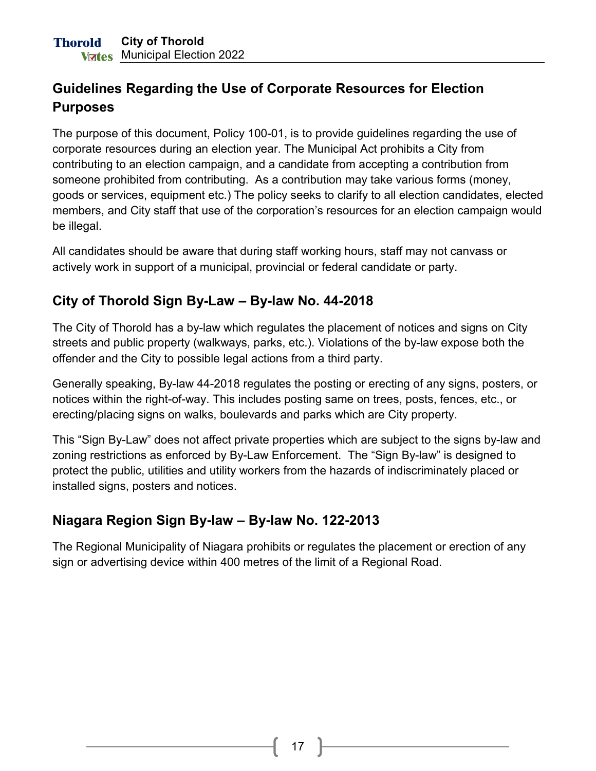## Guidelines Regarding the Use of Corporate Resources for Election Purposes

The purpose of this document, Policy 100-01, is to provide guidelines regarding the use of corporate resources during an election year. The Municipal Act prohibits a City from contributing to an election campaign, and a candidate from accepting a contribution from someone prohibited from contributing. As a contribution may take various forms (money, goods or services, equipment etc.) The policy seeks to clarify to all election candidates, elected members, and City staff that use of the corporation's resources for an election campaign would be illegal.

All candidates should be aware that during staff working hours, staff may not canvass or actively work in support of a municipal, provincial or federal candidate or party.

## City of Thorold Sign By-Law – By-law No. 44-2018

The City of Thorold has a by-law which regulates the placement of notices and signs on City streets and public property (walkways, parks, etc.). Violations of the by-law expose both the offender and the City to possible legal actions from a third party.

Generally speaking, By-law 44-2018 regulates the posting or erecting of any signs, posters, or notices within the right-of-way. This includes posting same on trees, posts, fences, etc., or erecting/placing signs on walks, boulevards and parks which are City property.

This "Sign By-Law" does not affect private properties which are subject to the signs by-law and zoning restrictions as enforced by By-Law Enforcement. The "Sign By-law" is designed to protect the public, utilities and utility workers from the hazards of indiscriminately placed or installed signs, posters and notices.

## Niagara Region Sign By-law – By-law No. 122-2013

The Regional Municipality of Niagara prohibits or regulates the placement or erection of any sign or advertising device within 400 metres of the limit of a Regional Road.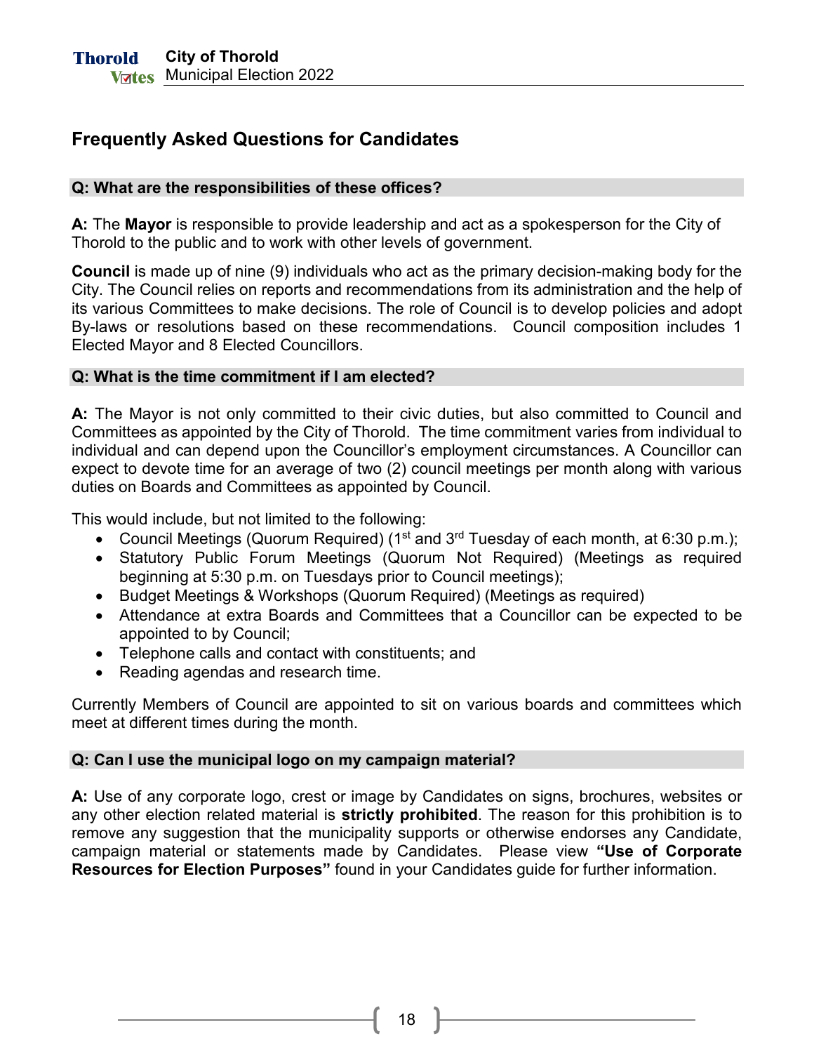## Frequently Asked Questions for Candidates

### Q: What are the responsibilities of these offices?

**A:** The **Mayor** is responsible to provide leadership and act as a spokesperson for the City of Thorold to the public and to work with other levels of government.

**Council** is made up of nine (9) individuals who act as the primary decision-making body for the City. The Council relies on reports and recommendations from its administration and the help of its various Committees to make decisions. The role of Council is to develop policies and adopt By-laws or resolutions based on these recommendations. Council composition includes 1 Elected Mayor and 8 Elected Councillors.

### Q: What is the time commitment if I am elected?

**A:** The Mayor is not only committed to their civic duties, but also committed to Council and Committees as appointed by the City of Thorold. The time commitment varies from individual to individual and can depend upon the Councillor's employment circumstances. A Councillor can expect to devote time for an average of two (2) council meetings per month along with various duties on Boards and Committees as appointed by Council.

This would include, but not limited to the following:

- Council Meetings (Quorum Required) (1st and 3rd Tuesday of each month, at 6:30 p.m.);
- Statutory Public Forum Meetings (Quorum Not Required) (Meetings as required beginning at 5:30 p.m. on Tuesdays prior to Council meetings);
- Budget Meetings & Workshops (Quorum Required) (Meetings as required)
- Attendance at extra Boards and Committees that a Councillor can be expected to be appointed to by Council;
- Telephone calls and contact with constituents; and
- Reading agendas and research time.

Currently Members of Council are appointed to sit on various boards and committees which meet at different times during the month.

### Q: Can I use the municipal logo on my campaign material?

**A:** Use of any corporate logo, crest or image by Candidates on signs, brochures, websites or any other election related material is **strictly prohibited**. The reason for this prohibition is to remove any suggestion that the municipality supports or otherwise endorses any Candidate, campaign material or statements made by Candidates. Please view **"Use of Corporate Resources for Election Purposes"** found in your Candidates guide for further information.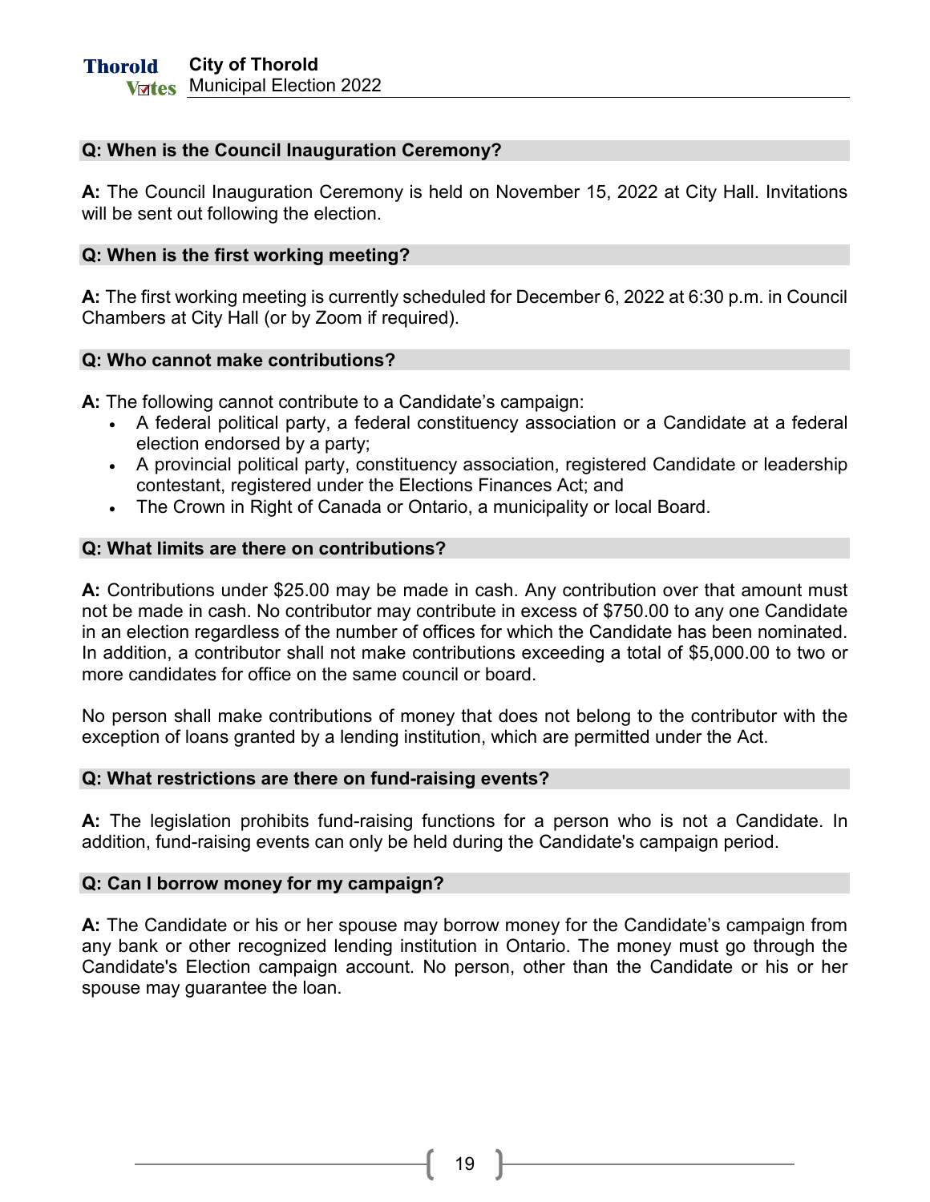**Q: When is the Council Inauguration Ceremony?**

**A:** The Council Inauguration Ceremony is held on November 15, 2022 at City Hall. Invitations will be sent out following the election.

**Q: When is the first working meeting?**

**A:** The first working meeting is currently scheduled for December 6, 2022 at 6:30 p.m. in Council Chambers at City Hall (or by Zoom if required).

**Q: Who cannot make contributions?**

**A:** The following cannot contribute to a Candidate's campaign:

- A federal political party, a federal constituency association or a Candidate at a federal election endorsed by a party;
- A provincial political party, constituency association, registered Candidate or leadership contestant, registered under the Elections Finances Act; and
- The Crown in Right of Canada or Ontario, a municipality or local Board.

**Q: What limits are there on contributions?**

**A:** Contributions under $25.00 may be made in cash. Any contribution over that amount must not be made in cash. No contributor may contribute in excess of $750.00 to any one Candidate in an election regardless of the number of offices for which the Candidate has been nominated. In addition, a contributor shall not make contributions exceeding a total of $5,000.00 to two or more candidates for office on the same council or board.

No person shall make contributions of money that does not belong to the contributor with the exception of loans granted by a lending institution, which are permitted under the Act.

**Q: What restrictions are there on fund-raising events?**

**A:** The legislation prohibits fund-raising functions for a person who is not a Candidate. In addition, fund-raising events can only be held during the Candidate's campaign period.

**Q: Can I borrow money for my campaign?**

**A:** The Candidate or his or her spouse may borrow money for the Candidate's campaign from any bank or other recognized lending institution in Ontario. The money must go through the Candidate's Election campaign account. No person, other than the Candidate or his or her spouse may guarantee the loan.